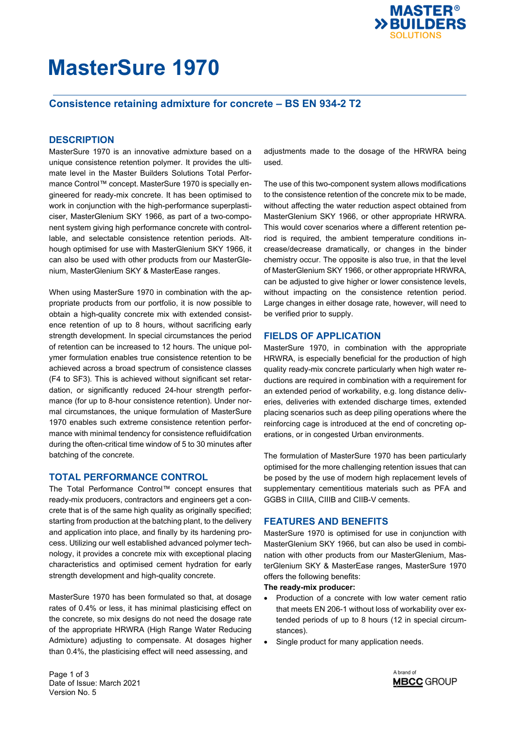# MasterSure 1970

## Consistence retaining admixture for concrete – BS EN 934-2 T2

### DESCRIPTION

MasterSure 1970 is an innovative admixture based on a unique consistence retention polymer. It provides the ultimate level in the Master Builders Solutions Total Performance Control™ concept. MasterSure 1970 is specially engineered for ready-mix concrete. It has been optimised to work in conjunction with the high-performance superplasticiser, MasterGlenium SKY 1966, as part of a two-component system giving high performance concrete with controllable, and selectable consistence retention periods. Although optimised for use with MasterGlenium SKY 1966, it can also be used with other products from our MasterGlenium, MasterGlenium SKY & MasterEase ranges.

When using MasterSure 1970 in combination with the appropriate products from our portfolio, it is now possible to obtain a high-quality concrete mix with extended consistence retention of up to 8 hours, without sacrificing early strength development. In special circumstances the period of retention can be increased to 12 hours. The unique polymer formulation enables true consistence retention to be achieved across a broad spectrum of consistence classes (F4 to SF3). This is achieved without significant set retardation, or significantly reduced 24-hour strength performance (for up to 8-hour consistence retention). Under normal circumstances, the unique formulation of MasterSure 1970 enables such extreme consistence retention performance with minimal tendency for consistence refluidifcation during the often-critical time window of 5 to 30 minutes after batching of the concrete.

### TOTAL PERFORMANCE CONTROL

The Total Performance Control™ concept ensures that ready-mix producers, contractors and engineers get a concrete that is of the same high quality as originally specified; starting from production at the batching plant, to the delivery and application into place, and finally by its hardening process. Utilizing our well established advanced polymer technology, it provides a concrete mix with exceptional placing characteristics and optimised cement hydration for early strength development and high-quality concrete.

MasterSure 1970 has been formulated so that, at dosage rates of 0.4% or less, it has minimal plasticising effect on the concrete, so mix designs do not need the dosage rate of the appropriate HRWRA (High Range Water Reducing Admixture) adjusting to compensate. At dosages higher than 0.4%, the plasticising effect will need assessing, and adjustments made to the dosage of the HRWRA being used.

The use of this two-component system allows modifications to the consistence retention of the concrete mix to be made, without affecting the water reduction aspect obtained from MasterGlenium SKY 1966, or other appropriate HRWRA. This would cover scenarios where a different retention period is required, the ambient temperature conditions increase/decrease dramatically, or changes in the binder chemistry occur. The opposite is also true, in that the level of MasterGlenium SKY 1966, or other appropriate HRWRA, can be adjusted to give higher or lower consistence levels, without impacting on the consistence retention period. Large changes in either dosage rate, however, will need to be verified prior to supply.

### FIELDS OF APPLICATION

MasterSure 1970, in combination with the appropriate HRWRA, is especially beneficial for the production of high quality ready-mix concrete particularly when high water reductions are required in combination with a requirement for an extended period of workability, e.g. long distance deliveries, deliveries with extended discharge times, extended placing scenarios such as deep piling operations where the reinforcing cage is introduced at the end of concreting operations, or in congested Urban environments.

The formulation of MasterSure 1970 has been particularly optimised for the more challenging retention issues that can be posed by the use of modern high replacement levels of supplementary cementitious materials such as PFA and GGBS in CIIIA, CIIIB and CIIB-V cements.

### FEATURES AND BENEFITS

MasterSure 1970 is optimised for use in conjunction with MasterGlenium SKY 1966, but can also be used in combination with other products from our MasterGlenium, MasterGlenium SKY & MasterEase ranges, MasterSure 1970 offers the following benefits:

**The ready-mix producer:**

- Production of a concrete with low water cement ratio that meets EN 206-1 without loss of workability over extended periods of up to 8 hours (12 in special circumstances).
- Single product for many application needs.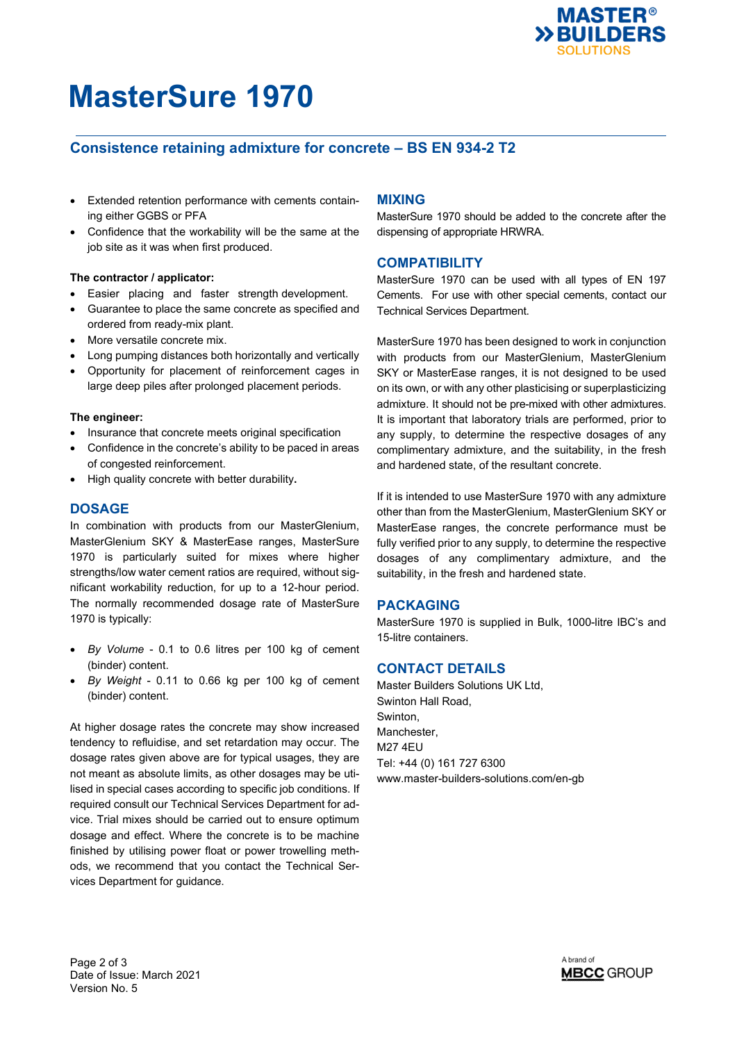# MasterSure 1970

## Consistence retaining admixture for concrete – BS EN 934-2 T2

- Extended retention performance with cements containing either GGBS or PFA
- Confidence that the workability will be the same at the job site as it was when first produced.

**The contractor / applicator:**

- Easier placing and faster strength development.
- Guarantee to place the same concrete as specified and ordered from ready-mix plant.
- More versatile concrete mix.
- Long pumping distances both horizontally and vertically
- Opportunity for placement of reinforcement cages in large deep piles after prolonged placement periods.

**The engineer:**

- Insurance that concrete meets original specification
- Confidence in the concrete's ability to be paced in areas of congested reinforcement.
- High quality concrete with better durability**.**

## DOSAGE

In combination with products from our MasterGlenium, MasterGlenium SKY & MasterEase ranges, MasterSure 1970 is particularly suited for mixes where higher strengths/low water cement ratios are required, without significant workability reduction, for up to a 12-hour period. The normally recommended dosage rate of MasterSure 1970 is typically:

- *By Volume* - 0.1 to 0.6 litres per 100 kg of cement (binder) content.
- *By Weight* - 0.11 to 0.66 kg per 100 kg of cement (binder) content.

At higher dosage rates the concrete may show increased tendency to refluidise, and set retardation may occur. The dosage rates given above are for typical usages, they are not meant as absolute limits, as other dosages may be utilised in special cases according to specific job conditions. If required consult our Technical Services Department for advice. Trial mixes should be carried out to ensure optimum dosage and effect. Where the concrete is to be machine finished by utilising power float or power trowelling methods, we recommend that you contact the Technical Services Department for guidance.

## MIXING

MasterSure 1970 should be added to the concrete after the dispensing of appropriate HRWRA.

## COMPATIBILITY

MasterSure 1970 can be used with all types of EN 197 Cements. For use with other special cements, contact our Technical Services Department.

MasterSure 1970 has been designed to work in conjunction with products from our MasterGlenium, MasterGlenium SKY or MasterEase ranges, it is not designed to be used on its own, or with any other plasticising or superplasticizing admixture. It should not be pre-mixed with other admixtures. It is important that laboratory trials are performed, prior to any supply, to determine the respective dosages of any complimentary admixture, and the suitability, in the fresh and hardened state, of the resultant concrete.

If it is intended to use MasterSure 1970 with any admixture other than from the MasterGlenium, MasterGlenium SKY or MasterEase ranges, the concrete performance must be fully verified prior to any supply, to determine the respective dosages of any complimentary admixture, and the suitability, in the fresh and hardened state.

## PACKAGING

MasterSure 1970 is supplied in Bulk, 1000-litre IBC's and 15-litre containers.

## CONTACT DETAILS

Master Builders Solutions UK Ltd,
Swinton Hall Road,
Swinton,
Manchester,
M27 4EU
Tel: +44 (0) 161 727 6300
www.master-builders-solutions.com/en-gb

Date of Issue: March 2021
Version No. 5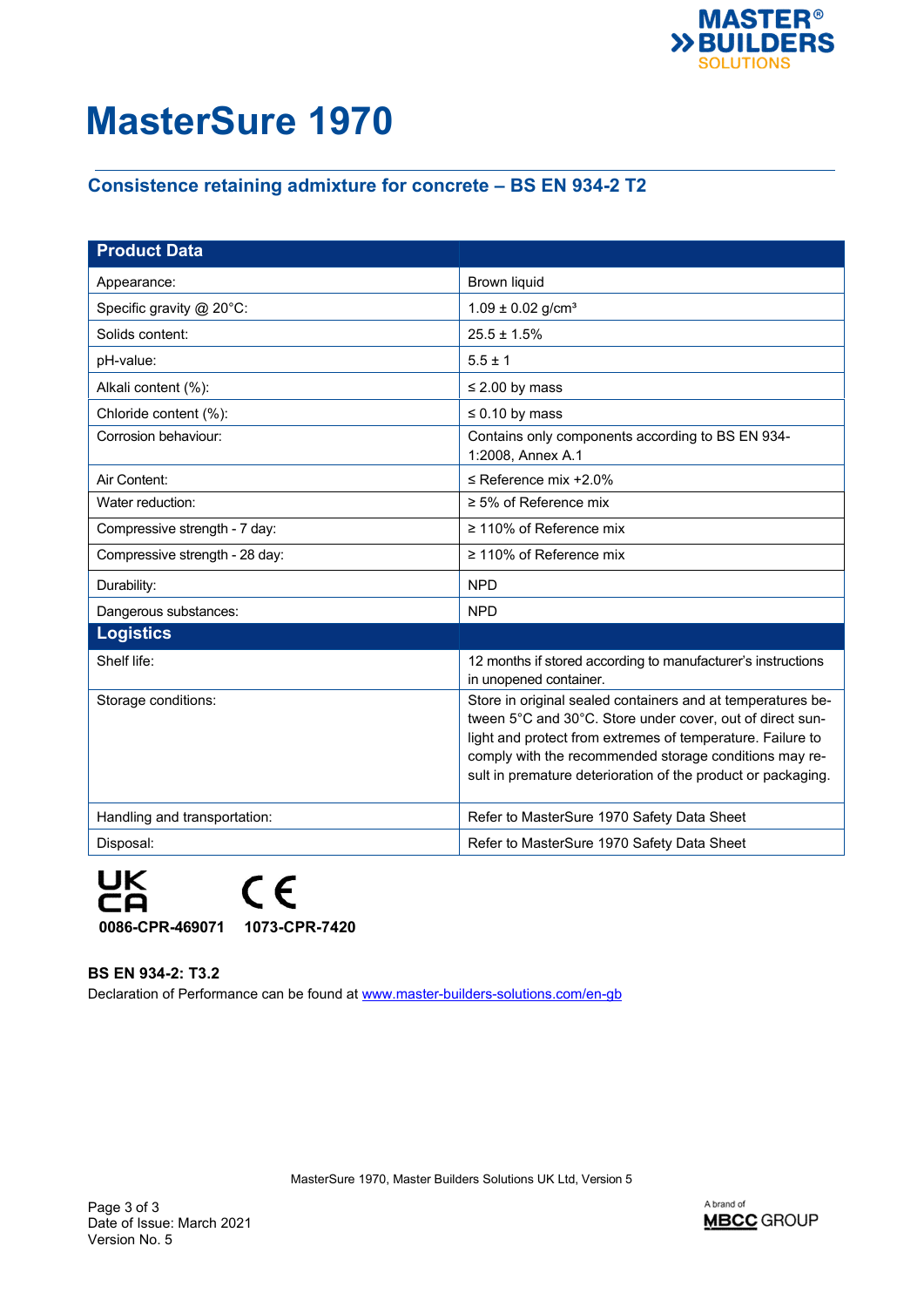# MasterSure 1970

## Consistence retaining admixture for concrete – BS EN 934-2 T2

| Product Data | |
|---|---|
| Appearance: | Brown liquid |
| Specific gravity @ 20°C: | 1.09 ± 0.02 g/cm³ |
| Solids content: | 25.5 ± 1.5% |
| pH-value: | 5.5 ± 1 |
| Alkali content (%): | ≤ 2.00 by mass |
| Chloride content (%): | ≤ 0.10 by mass |
| Corrosion behaviour: | Contains only components according to BS EN 934-1:2008, Annex A.1 |
| Air Content: | ≤ Reference mix +2.0% |
| Water reduction: | ≥ 5% of Reference mix |
| Compressive strength - 7 day: | ≥ 110% of Reference mix |
| Compressive strength - 28 day: | ≥ 110% of Reference mix |
| Durability: | NPD |
| Dangerous substances: | NPD |
| **Logistics** | |
| Shelf life: | 12 months if stored according to manufacturer's instructions in unopened container. |
| Storage conditions: | Store in original sealed containers and at temperatures between 5°C and 30°C. Store under cover, out of direct sunlight and protect from extremes of temperature. Failure to comply with the recommended storage conditions may result in premature deterioration of the product or packaging. |
| Handling and transportation: | Refer to MasterSure 1970 Safety Data Sheet |
| Disposal: | Refer to MasterSure 1970 Safety Data Sheet |

UK CA **0086-CPR-469071** CE **1073-CPR-7420**

**BS EN 934-2: T3.2**

Declaration of Performance can be found at www.master-builders-solutions.com/en-gb

MasterSure 1970, Master Builders Solutions UK Ltd, Version 5

Date of Issue: March 2021
Version No. 5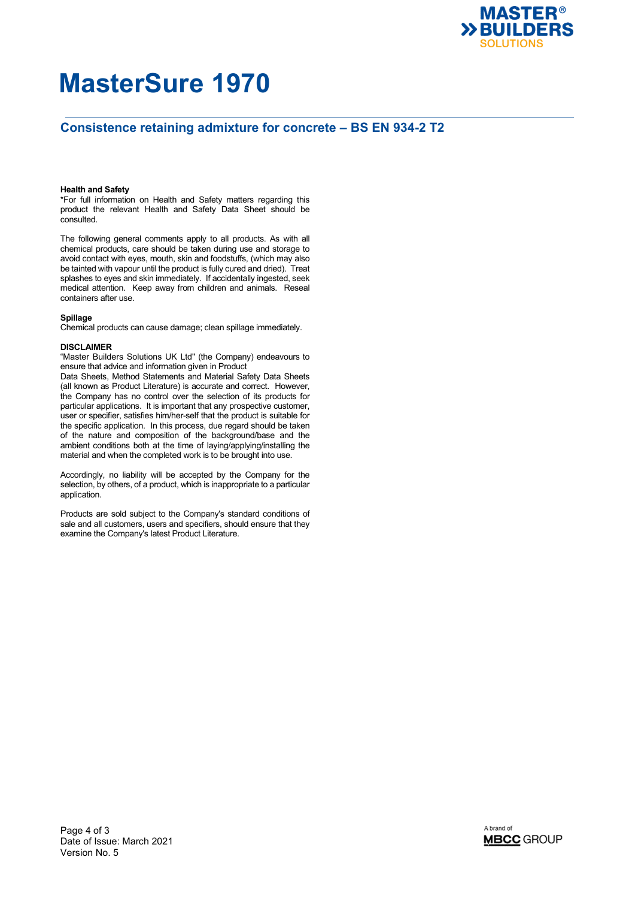# MasterSure 1970

## Consistence retaining admixture for concrete – BS EN 934-2 T2

**Health and Safety**

*For full information on Health and Safety matters regarding this product the relevant Health and Safety Data Sheet should be consulted.

The following general comments apply to all products. As with all chemical products, care should be taken during use and storage to avoid contact with eyes, mouth, skin and foodstuffs, (which may also be tainted with vapour until the product is fully cured and dried). Treat splashes to eyes and skin immediately. If accidentally ingested, seek medical attention. Keep away from children and animals. Reseal containers after use.

**Spillage**

Chemical products can cause damage; clean spillage immediately.

**DISCLAIMER**

"Master Builders Solutions UK Ltd" (the Company) endeavours to ensure that advice and information given in Product Data Sheets, Method Statements and Material Safety Data Sheets (all known as Product Literature) is accurate and correct. However, the Company has no control over the selection of its products for particular applications. It is important that any prospective customer, user or specifier, satisfies him/her-self that the product is suitable for the specific application. In this process, due regard should be taken of the nature and composition of the background/base and the ambient conditions both at the time of laying/applying/installing the material and when the completed work is to be brought into use.

Accordingly, no liability will be accepted by the Company for the selection, by others, of a product, which is inappropriate to a particular application.

Products are sold subject to the Company's standard conditions of sale and all customers, users and specifiers, should ensure that they examine the Company's latest Product Literature.

Date of Issue: March 2021
Version No. 5